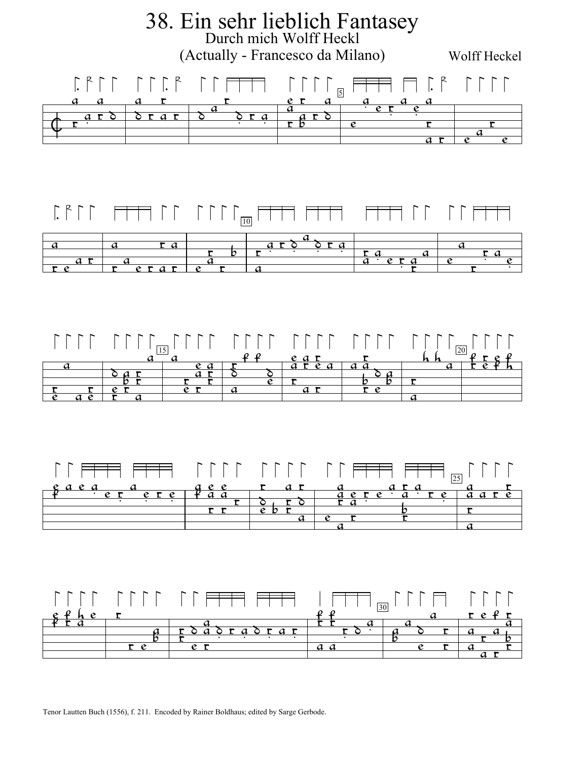# 38. Ein sehr lieblich Fantasey

Durch mich Wolff Heckl

(Actually - Francesco da Milano)

Wolff Heckel

Tenor Lautten Buch (1556), f. 211. Encoded by Rainer Boldhaus; edited by Sarge Gerbode.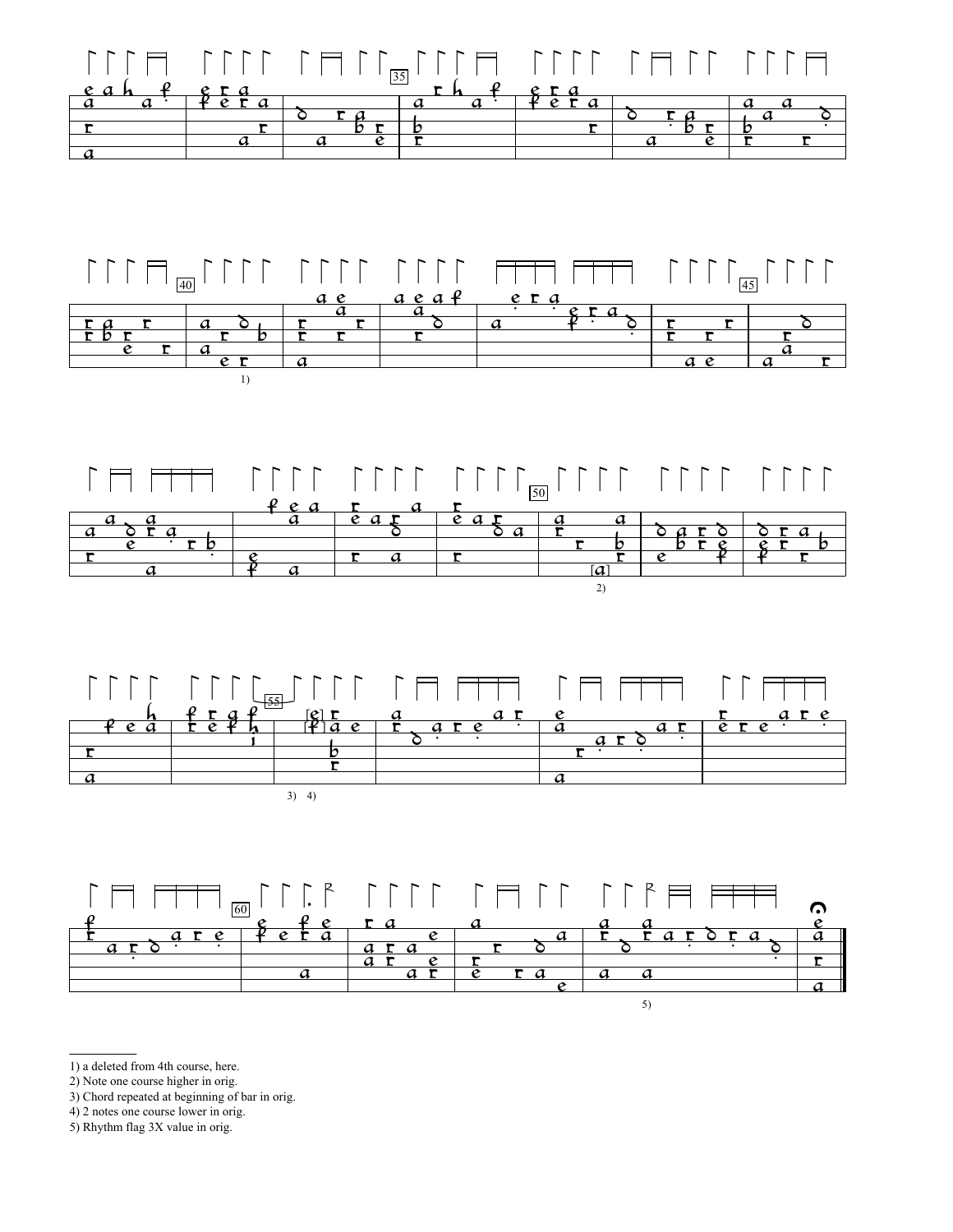1) a deleted from 4th course, here.
2) Note one course higher in orig.
3) Chord repeated at beginning of bar in orig.
4) 2 notes one course lower in orig.
5) Rhythm flag 3X value in orig.